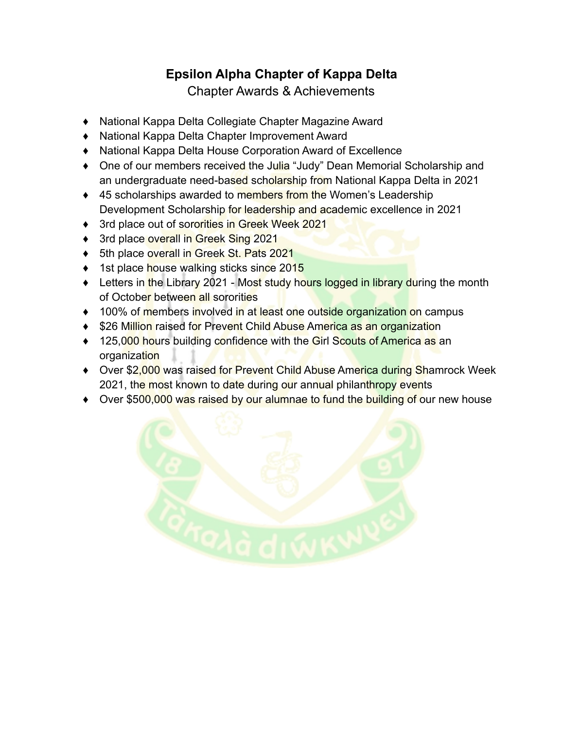# Epsilon Alpha Chapter of Kappa Delta

Chapter Awards & Achievements

- National Kappa Delta Collegiate Chapter Magazine Award
- National Kappa Delta Chapter Improvement Award
- National Kappa Delta House Corporation Award of Excellence
- One of our members received the Julia “Judy” Dean Memorial Scholarship and an undergraduate need-based scholarship from National Kappa Delta in 2021
- 45 scholarships awarded to members from the Women’s Leadership Development Scholarship for leadership and academic excellence in 2021
- 3rd place out of sororities in Greek Week 2021
- 3rd place overall in Greek Sing 2021
- 5th place overall in Greek St. Pats 2021
- 1st place house walking sticks since 2015
- Letters in the Library 2021 - Most study hours logged in library during the month of October between all sororities
- 100% of members involved in at least one outside organization on campus
- $26 Million raised for Prevent Child Abuse America as an organization
- 125,000 hours building confidence with the Girl Scouts of America as an organization
- Over $2,000 was raised for Prevent Child Abuse America during Shamrock Week 2021, the most known to date during our annual philanthropy events
- Over $500,000 was raised by our alumnae to fund the building of our new house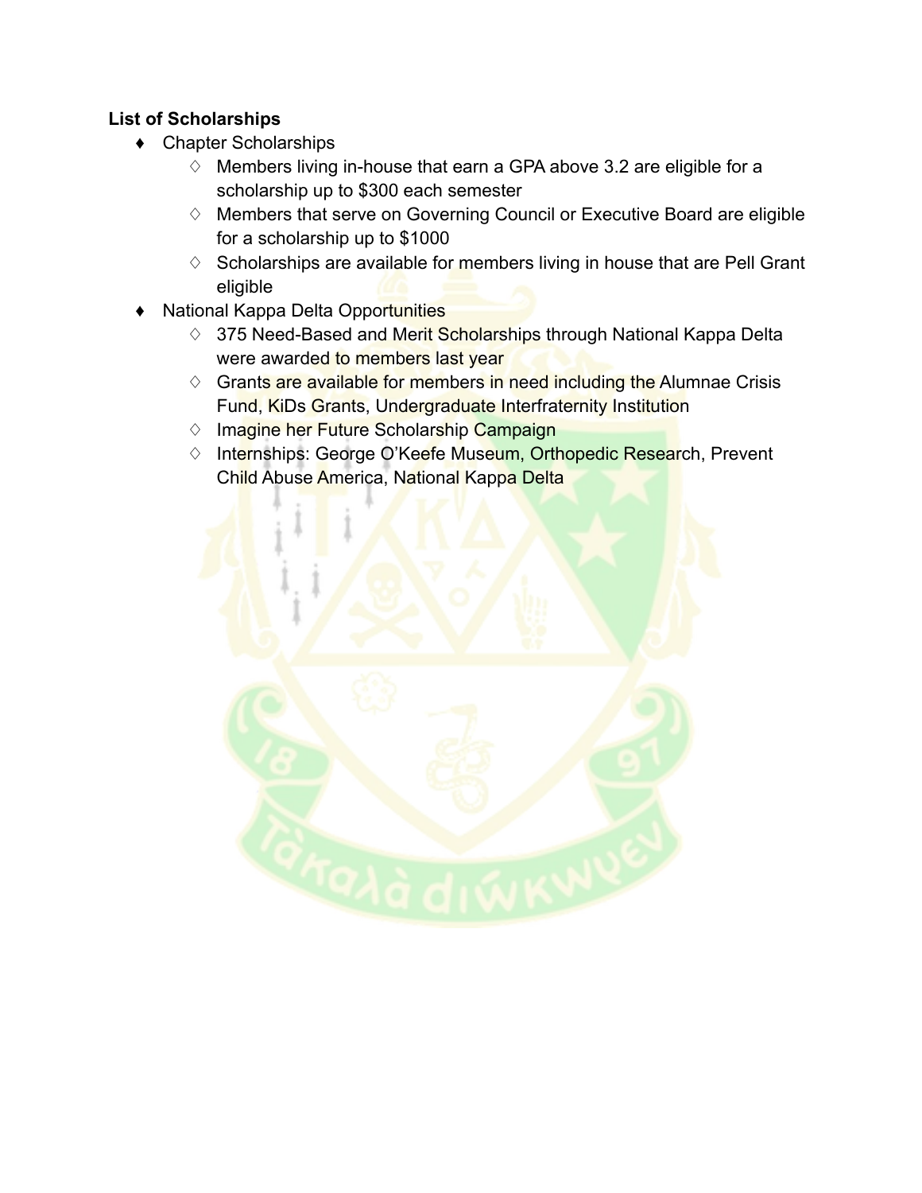**List of Scholarships**

- Chapter Scholarships
  - Members living in-house that earn a GPA above 3.2 are eligible for a scholarship up to $300 each semester
  - Members that serve on Governing Council or Executive Board are eligible for a scholarship up to $1000
  - Scholarships are available for members living in house that are Pell Grant eligible
- National Kappa Delta Opportunities
  - 375 Need-Based and Merit Scholarships through National Kappa Delta were awarded to members last year
  - Grants are available for members in need including the Alumnae Crisis Fund, KiDs Grants, Undergraduate Interfraternity Institution
  - Imagine her Future Scholarship Campaign
  - Internships: George O'Keefe Museum, Orthopedic Research, Prevent Child Abuse America, National Kappa Delta